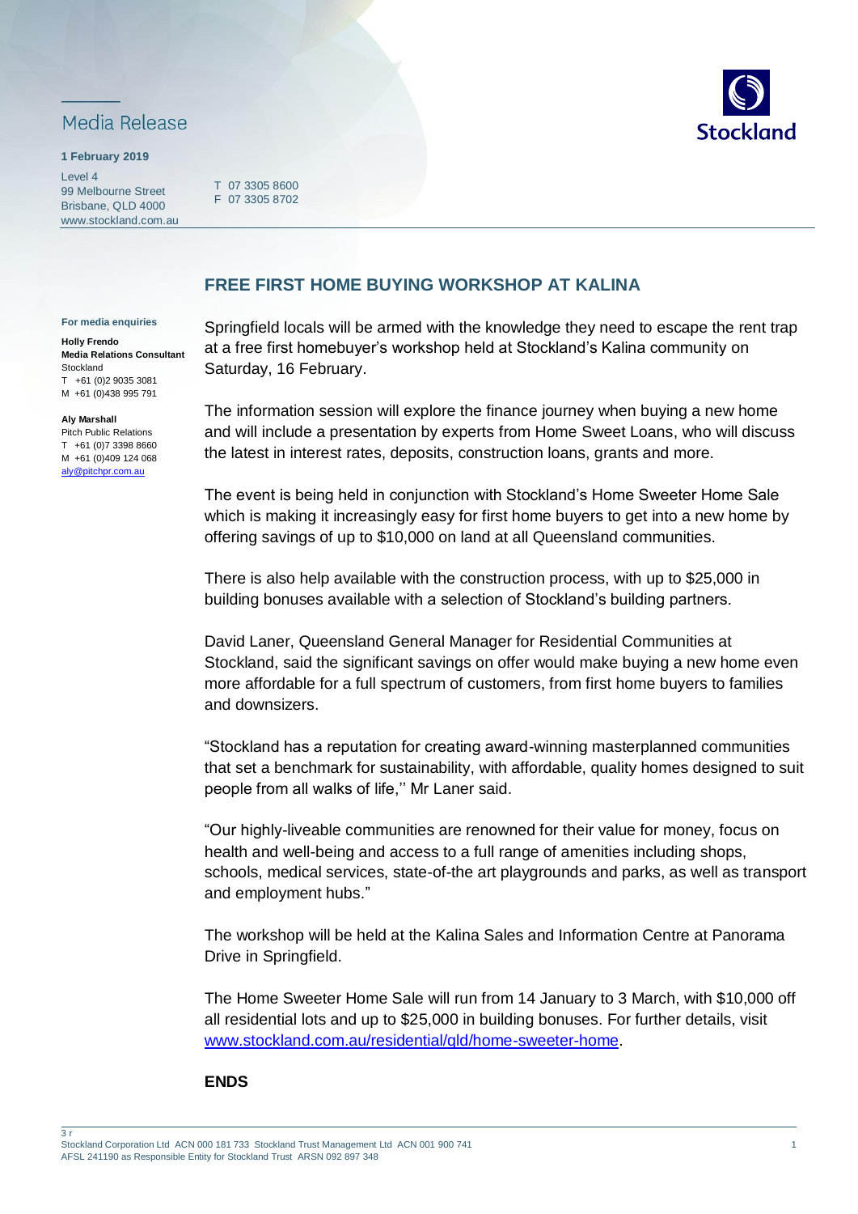Media Release

**1 February 2019**

Level 4
99 Melbourne Street
Brisbane, QLD 4000
www.stockland.com.au

T 07 3305 8600
F 07 3305 8702

Stockland

**For media enquiries**

**Holly Frendo**
**Media Relations Consultant**
Stockland
T +61 (0)2 9035 3081
M +61 (0)438 995 791

**Aly Marshall**
Pitch Public Relations
T +61 (0)7 3398 8660
M +61 (0)409 124 068
aly@pitchpr.com.au

## FREE FIRST HOME BUYING WORKSHOP AT KALINA

Springfield locals will be armed with the knowledge they need to escape the rent trap at a free first homebuyer's workshop held at Stockland's Kalina community on Saturday, 16 February.

The information session will explore the finance journey when buying a new home and will include a presentation by experts from Home Sweet Loans, who will discuss the latest in interest rates, deposits, construction loans, grants and more.

The event is being held in conjunction with Stockland's Home Sweeter Home Sale which is making it increasingly easy for first home buyers to get into a new home by offering savings of up to $10,000 on land at all Queensland communities.

There is also help available with the construction process, with up to $25,000 in building bonuses available with a selection of Stockland's building partners.

David Laner, Queensland General Manager for Residential Communities at Stockland, said the significant savings on offer would make buying a new home even more affordable for a full spectrum of customers, from first home buyers to families and downsizers.

"Stockland has a reputation for creating award-winning masterplanned communities that set a benchmark for sustainability, with affordable, quality homes designed to suit people from all walks of life,'' Mr Laner said.

"Our highly-liveable communities are renowned for their value for money, focus on health and well-being and access to a full range of amenities including shops, schools, medical services, state-of-the art playgrounds and parks, as well as transport and employment hubs."

The workshop will be held at the Kalina Sales and Information Centre at Panorama Drive in Springfield.

The Home Sweeter Home Sale will run from 14 January to 3 March, with $10,000 off all residential lots and up to $25,000 in building bonuses. For further details, visit www.stockland.com.au/residential/qld/home-sweeter-home.

**ENDS**

Stockland Corporation Ltd ACN 000 181 733 Stockland Trust Management Ltd ACN 001 900 741
AFSL 241190 as Responsible Entity for Stockland Trust ARSN 092 897 348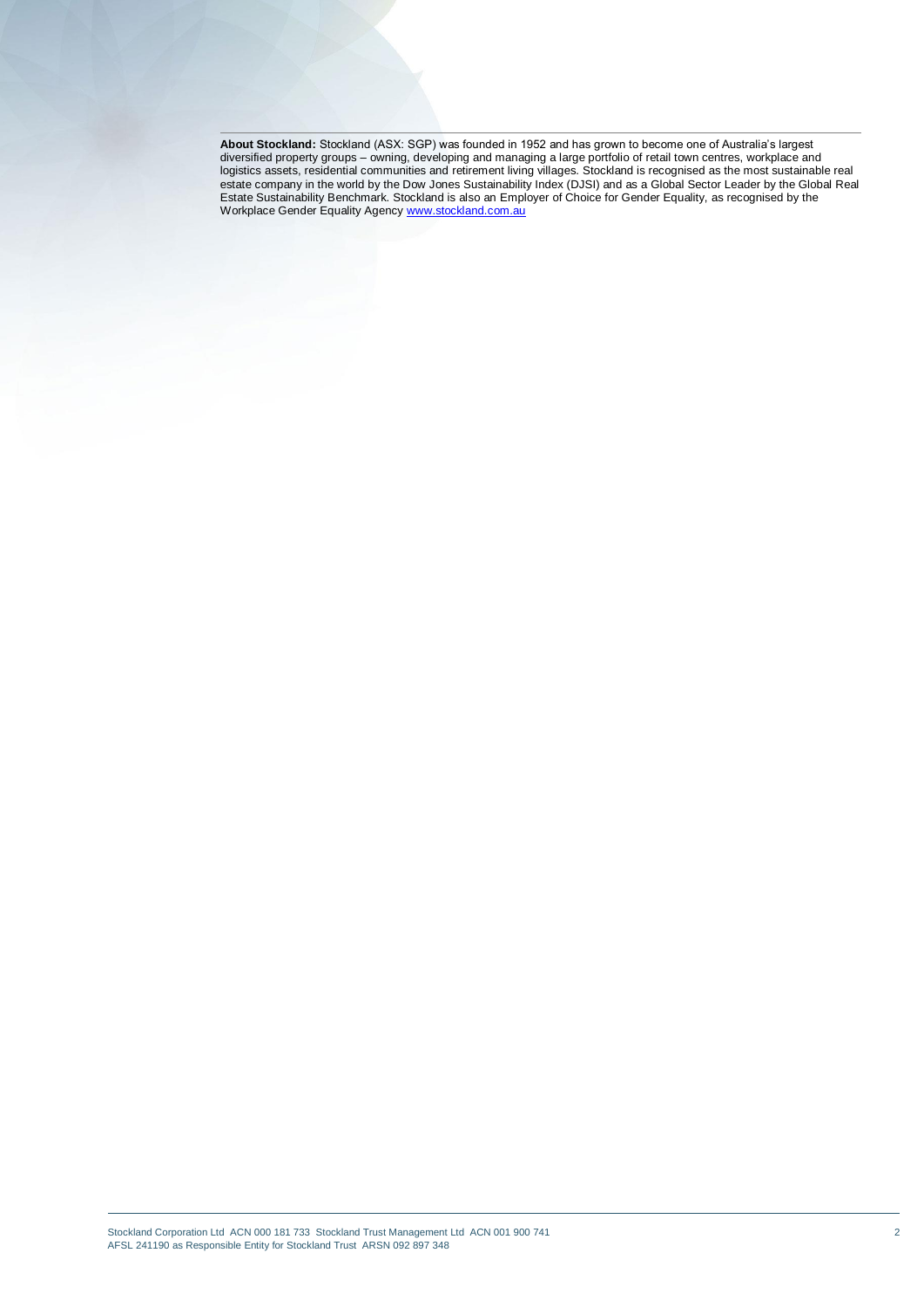**About Stockland:** Stockland (ASX: SGP) was founded in 1952 and has grown to become one of Australia's largest diversified property groups – owning, developing and managing a large portfolio of retail town centres, workplace and logistics assets, residential communities and retirement living villages. Stockland is recognised as the most sustainable real estate company in the world by the Dow Jones Sustainability Index (DJSI) and as a Global Sector Leader by the Global Real Estate Sustainability Benchmark. Stockland is also an Employer of Choice for Gender Equality, as recognised by the Workplace Gender Equality Agency [www.stockland.com.au](http://www.stockland.com.au)